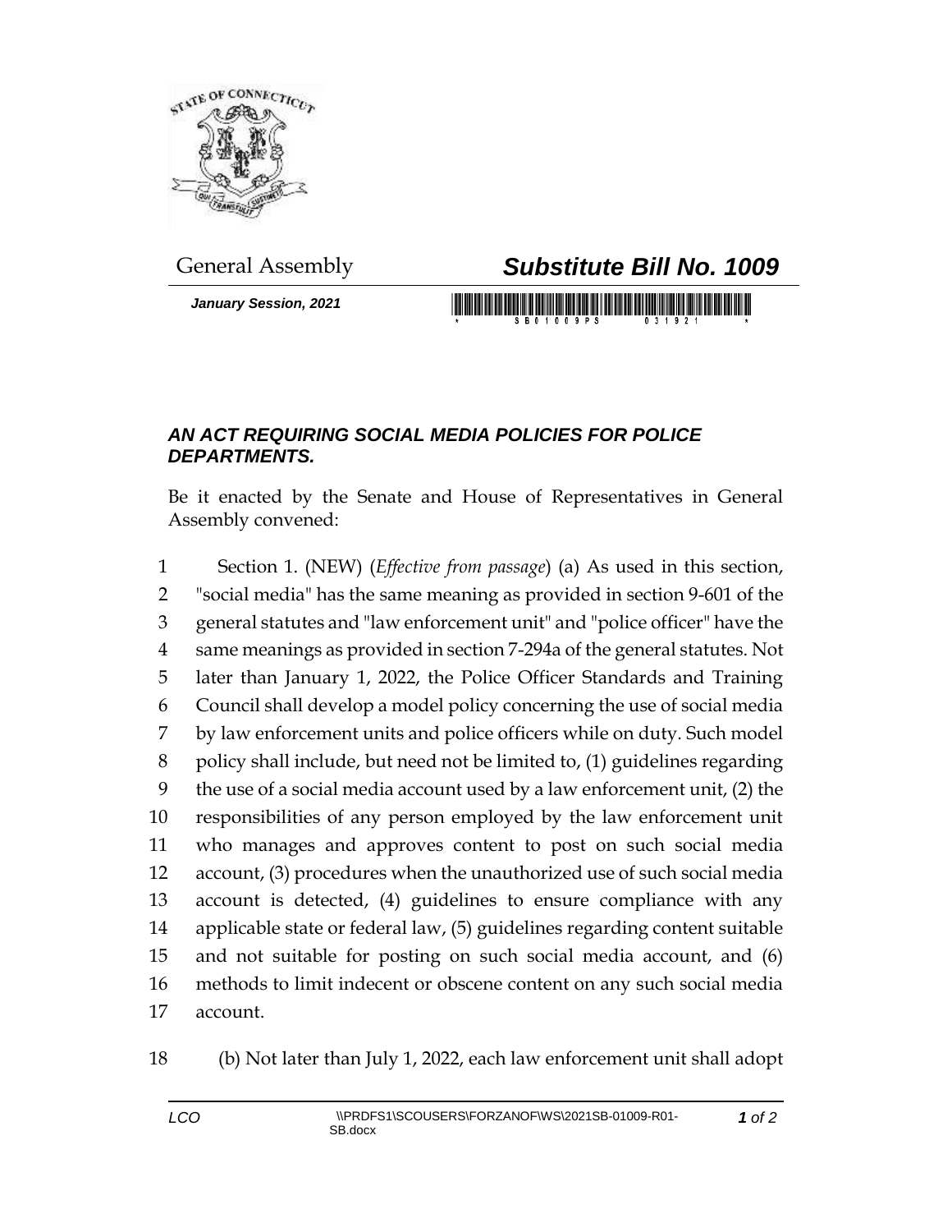General Assembly

# *Substitute Bill No. 1009*

***January Session, 2021***

## *AN ACT REQUIRING SOCIAL MEDIA POLICIES FOR POLICE DEPARTMENTS.*

Be it enacted by the Senate and House of Representatives in General Assembly convened:

Section 1. (NEW) (*Effective from passage*) (a) As used in this section, "social media" has the same meaning as provided in section 9-601 of the general statutes and "law enforcement unit" and "police officer" have the same meanings as provided in section 7-294a of the general statutes. Not later than January 1, 2022, the Police Officer Standards and Training Council shall develop a model policy concerning the use of social media by law enforcement units and police officers while on duty. Such model policy shall include, but need not be limited to, (1) guidelines regarding the use of a social media account used by a law enforcement unit, (2) the responsibilities of any person employed by the law enforcement unit who manages and approves content to post on such social media account, (3) procedures when the unauthorized use of such social media account is detected, (4) guidelines to ensure compliance with any applicable state or federal law, (5) guidelines regarding content suitable and not suitable for posting on such social media account, and (6) methods to limit indecent or obscene content on any such social media account.

(b) Not later than July 1, 2022, each law enforcement unit shall adopt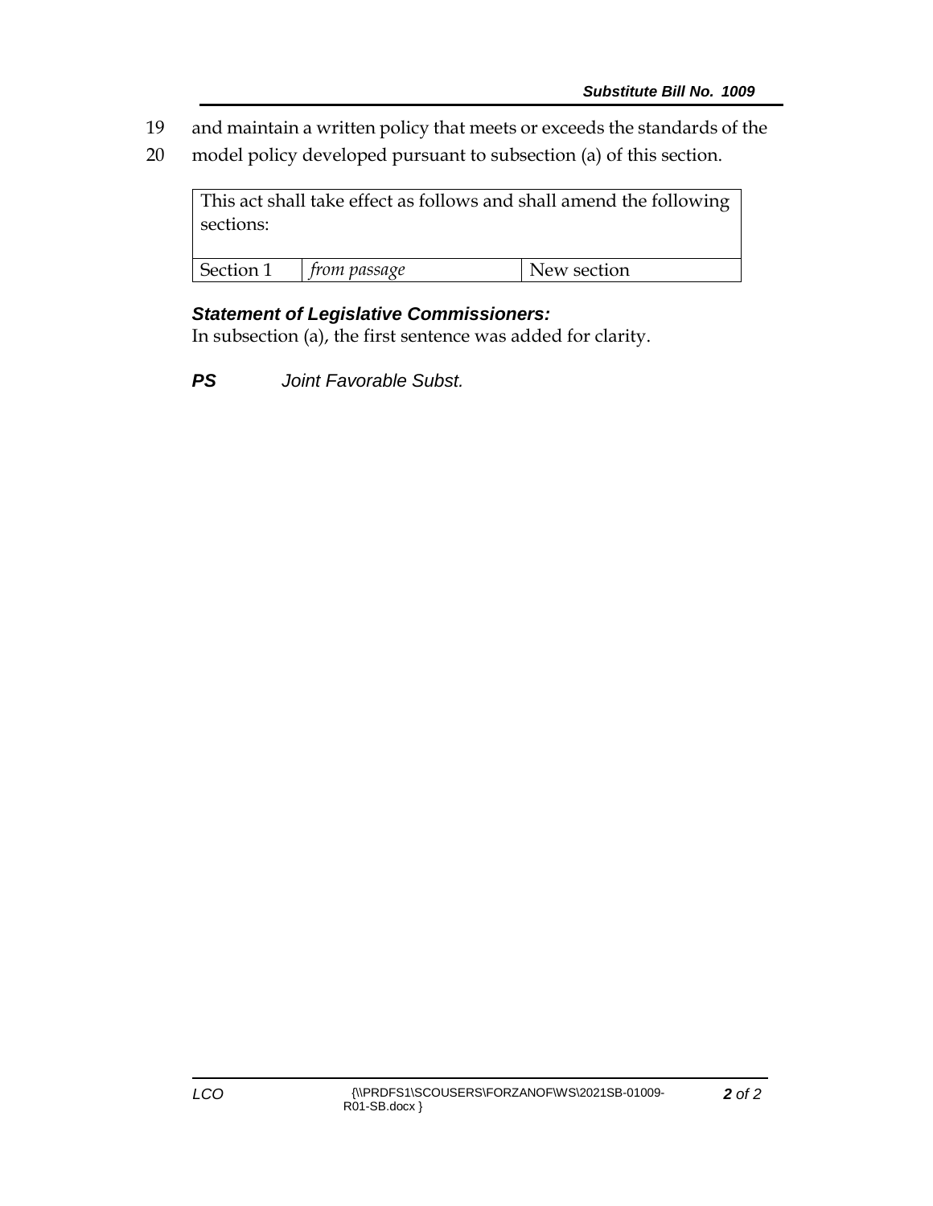19 and maintain a written policy that meets or exceeds the standards of the
20 model policy developed pursuant to subsection (a) of this section.

| This act shall take effect as follows and shall amend the following sections: | | |
|---|---|---|
| Section 1 | *from passage* | New section |

***Statement of Legislative Commissioners:***
In subsection (a), the first sentence was added for clarity.

***PS*** *Joint Favorable Subst.*